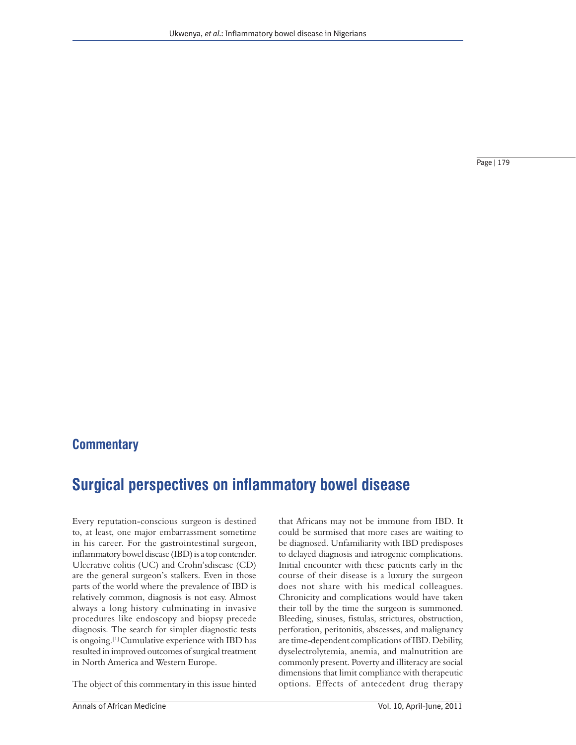## Commentary

# Surgical perspectives on inflammatory bowel disease

Every reputation-conscious surgeon is destined to, at least, one major embarrassment sometime in his career. For the gastrointestinal surgeon, inflammatory bowel disease (IBD) is a top contender. Ulcerative colitis (UC) and Crohn'sdisease (CD) are the general surgeon's stalkers. Even in those parts of the world where the prevalence of IBD is relatively common, diagnosis is not easy. Almost always a long history culminating in invasive procedures like endoscopy and biopsy precede diagnosis. The search for simpler diagnostic tests is ongoing.[1] Cumulative experience with IBD has resulted in improved outcomes of surgical treatment in North America and Western Europe.

The object of this commentary in this issue hinted that Africans may not be immune from IBD. It could be surmised that more cases are waiting to be diagnosed. Unfamiliarity with IBD predisposes to delayed diagnosis and iatrogenic complications. Initial encounter with these patients early in the course of their disease is a luxury the surgeon does not share with his medical colleagues. Chronicity and complications would have taken their toll by the time the surgeon is summoned. Bleeding, sinuses, fistulas, strictures, obstruction, perforation, peritonitis, abscesses, and malignancy are time-dependent complications of IBD. Debility, dyselectrolytemia, anemia, and malnutrition are commonly present. Poverty and illiteracy are social dimensions that limit compliance with therapeutic options. Effects of antecedent drug therapy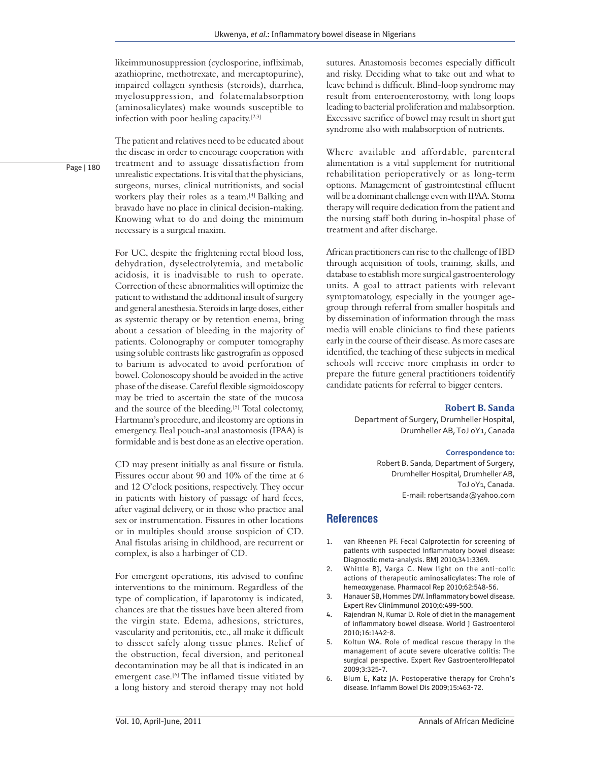likeimmunosuppression (cyclosporine, infliximab, azathioprine, methotrexate, and mercaptopurine), impaired collagen synthesis (steroids), diarrhea, myelosuppression, and folatemalabsorption (aminosalicylates) make wounds susceptible to infection with poor healing capacity.[2,3]

The patient and relatives need to be educated about the disease in order to encourage cooperation with treatment and to assuage dissatisfaction from unrealistic expectations. It is vital that the physicians, surgeons, nurses, clinical nutritionists, and social workers play their roles as a team.[4] Balking and bravado have no place in clinical decision-making. Knowing what to do and doing the minimum necessary is a surgical maxim.

For UC, despite the frightening rectal blood loss, dehydration, dyselectrolytemia, and metabolic acidosis, it is inadvisable to rush to operate. Correction of these abnormalities will optimize the patient to withstand the additional insult of surgery and general anesthesia. Steroids in large doses, either as systemic therapy or by retention enema, bring about a cessation of bleeding in the majority of patients. Colonography or computer tomography using soluble contrasts like gastrografin as opposed to barium is advocated to avoid perforation of bowel. Colonoscopy should be avoided in the active phase of the disease. Careful flexible sigmoidoscopy may be tried to ascertain the state of the mucosa and the source of the bleeding.[5] Total colectomy, Hartmann's procedure, and ileostomy are options in emergency. Ileal pouch-anal anastomosis (IPAA) is formidable and is best done as an elective operation.

CD may present initially as anal fissure or fistula. Fissures occur about 90 and 10% of the time at 6 and 12 O'clock positions, respectively. They occur in patients with history of passage of hard feces, after vaginal delivery, or in those who practice anal sex or instrumentation. Fissures in other locations or in multiples should arouse suspicion of CD. Anal fistulas arising in childhood, are recurrent or complex, is also a harbinger of CD.

For emergent operations, itis advised to confine interventions to the minimum. Regardless of the type of complication, if laparotomy is indicated, chances are that the tissues have been altered from the virgin state. Edema, adhesions, strictures, vascularity and peritonitis, etc., all make it difficult to dissect safely along tissue planes. Relief of the obstruction, fecal diversion, and peritoneal decontamination may be all that is indicated in an emergent case.[6] The inflamed tissue vitiated by a long history and steroid therapy may not hold sutures. Anastomosis becomes especially difficult and risky. Deciding what to take out and what to leave behind is difficult. Blind-loop syndrome may result from enteroenterostomy, with long loops leading to bacterial proliferation and malabsorption. Excessive sacrifice of bowel may result in short gut syndrome also with malabsorption of nutrients.

Where available and affordable, parenteral alimentation is a vital supplement for nutritional rehabilitation perioperatively or as long-term options. Management of gastrointestinal effluent will be a dominant challenge even with IPAA. Stoma therapy will require dedication from the patient and the nursing staff both during in-hospital phase of treatment and after discharge.

African practitioners can rise to the challenge of IBD through acquisition of tools, training, skills, and database to establish more surgical gastroenterology units. A goal to attract patients with relevant symptomatology, especially in the younger age-group through referral from smaller hospitals and by dissemination of information through the mass media will enable clinicians to find these patients early in the course of their disease. As more cases are identified, the teaching of these subjects in medical schools will receive more emphasis in order to prepare the future general practitioners toidentify candidate patients for referral to bigger centers.

**Robert B. Sanda**
Department of Surgery, Drumheller Hospital, Drumheller AB, T0J 0Y1, Canada

**Correspondence to:**
Robert B. Sanda, Department of Surgery, Drumheller Hospital, Drumheller AB, T0J 0Y1, Canada.
E-mail: robertsanda@yahoo.com

## References

1. van Rheenen PF. Fecal Calprotectin for screening of patients with suspected inflammatory bowel disease: Diagnostic meta-analysis. BMJ 2010;341:3369.
2. Whittle BJ, Varga C. New light on the anti-colic actions of therapeutic aminosalicylates: The role of hemeoxygenase. Pharmacol Rep 2010;62:548-56.
3. Hanauer SB, Hommes DW. Inflammatory bowel disease. Expert Rev ClinImmunol 2010;6:499-500.
4. Rajendran N, Kumar D. Role of diet in the management of inflammatory bowel disease. World J Gastroenterol 2010;16:1442-8.
5. Koltun WA. Role of medical rescue therapy in the management of acute severe ulcerative colitis: The surgical perspective. Expert Rev GastroenterolHepatol 2009;3:325-7.
6. Blum E, Katz JA. Postoperative therapy for Crohn's disease. Inflamm Bowel Dis 2009;15:463-72.